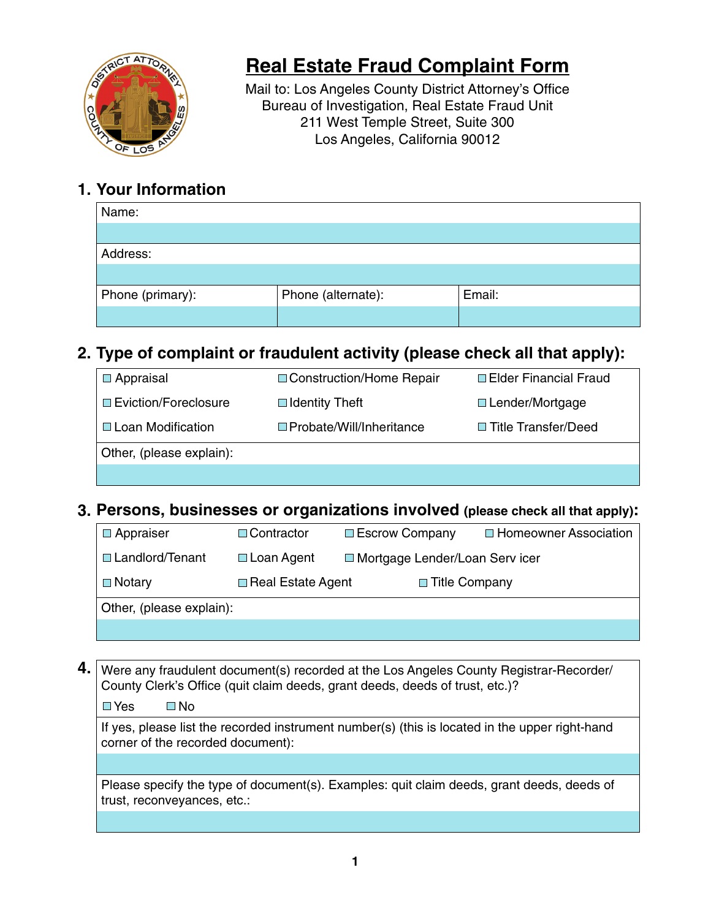# Real Estate Fraud Complaint Form

Mail to: Los Angeles County District Attorney's Office
Bureau of Investigation, Real Estate Fraud Unit
211 West Temple Street, Suite 300
Los Angeles, California 90012

## 1. Your Information

| Name: | | |
|---|---|---|
| | | |
| **Address:** | | |
| | | |
| **Phone (primary):** | **Phone (alternate):** | **Email:** |
| | | |

## 2. Type of complaint or fraudulent activity (please check all that apply):

| | | |
|---|---|---|
| ☐ Appraisal | ☐ Construction/Home Repair | ☐ Elder Financial Fraud |
| ☐ Eviction/Foreclosure | ☐ Identity Theft | ☐ Lender/Mortgage |
| ☐ Loan Modification | ☐ Probate/Will/Inheritance | ☐ Title Transfer/Deed |

Other, (please explain):

## 3. Persons, businesses or organizations involved (please check all that apply):

| | | | |
|---|---|---|---|
| ☐ Appraiser | ☐ Contractor | ☐ Escrow Company | ☐ Homeowner Association |
| ☐ Landlord/Tenant | ☐ Loan Agent | ☐ Mortgage Lender/Loan Serv icer | |
| ☐ Notary | ☐ Real Estate Agent | ☐ Title Company | |

Other, (please explain):

## 4.

Were any fraudulent document(s) recorded at the Los Angeles County Registrar-Recorder/County Clerk's Office (quit claim deeds, grant deeds, deeds of trust, etc.)?

☐ Yes ☐ No

If yes, please list the recorded instrument number(s) (this is located in the upper right-hand corner of the recorded document):

Please specify the type of document(s). Examples: quit claim deeds, grant deeds, deeds of trust, reconveyances, etc.: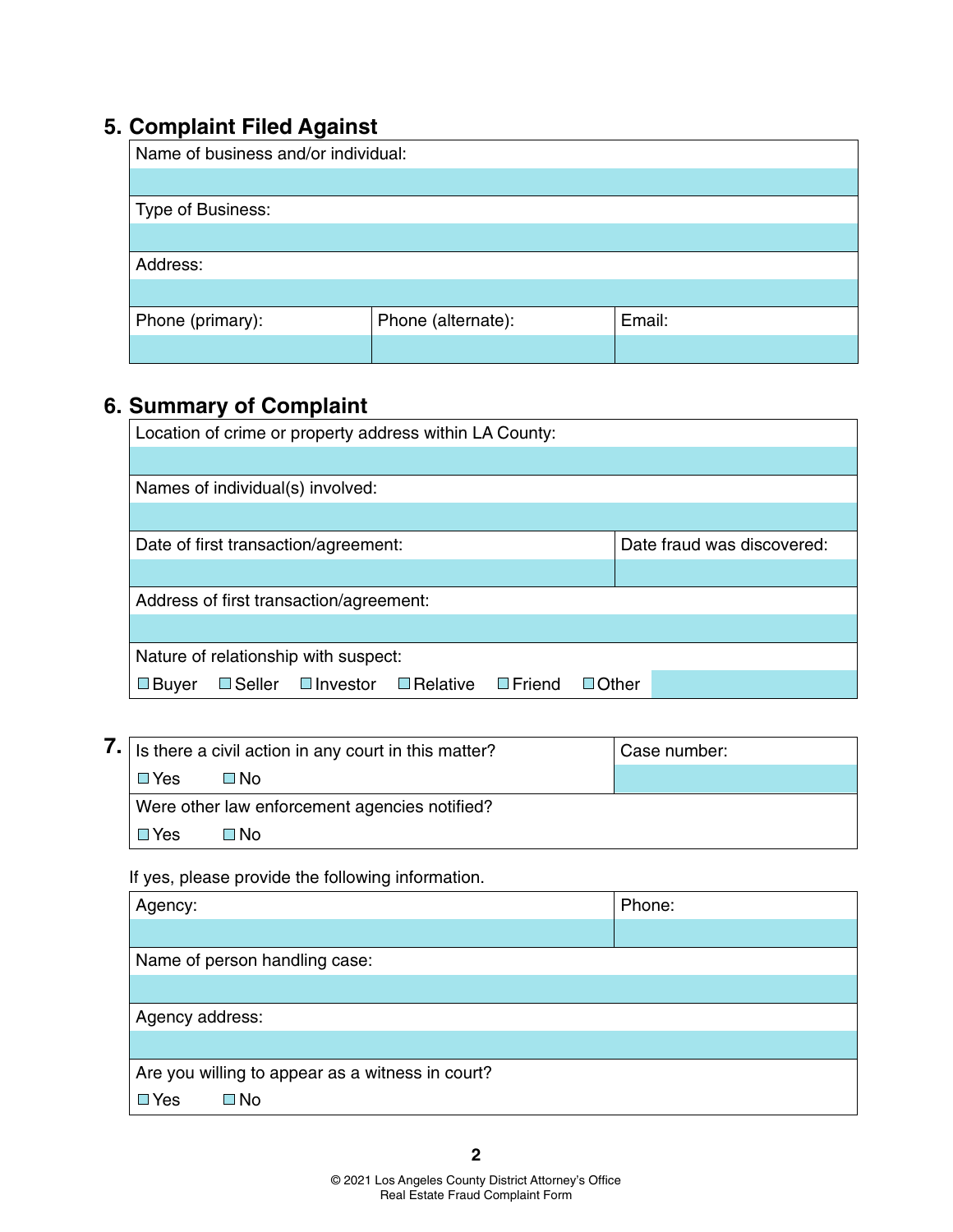## 5. Complaint Filed Against

| Name of business and/or individual: | | |
|---|---|---|
| | | |
| **Type of Business:** | | |
| | | |
| **Address:** | | |
| | | |
| **Phone (primary):** | **Phone (alternate):** | **Email:** |
| | | |

## 6. Summary of Complaint

| Location of crime or property address within LA County: | |
|---|---|
| | |
| **Names of individual(s) involved:** | |
| | |
| **Date of first transaction/agreement:** | **Date fraud was discovered:** |
| | |
| **Address of first transaction/agreement:** | |
| | |
| **Nature of relationship with suspect:** | |
| ☐ Buyer ☐ Seller ☐ Investor ☐ Relative ☐ Friend ☐ Other | |

## 7.

| Is there a civil action in any court in this matter? | Case number: |
|---|---|
| ☐ Yes ☐ No | |
| **Were other law enforcement agencies notified?** | |
| ☐ Yes ☐ No | |

If yes, please provide the following information.

| Agency: | Phone: |
|---|---|
| | |
| **Name of person handling case:** | |
| | |
| **Agency address:** | |
| | |
| **Are you willing to appear as a witness in court?** | |
| ☐ Yes ☐ No | |

© 2021 Los Angeles County District Attorney's Office
Real Estate Fraud Complaint Form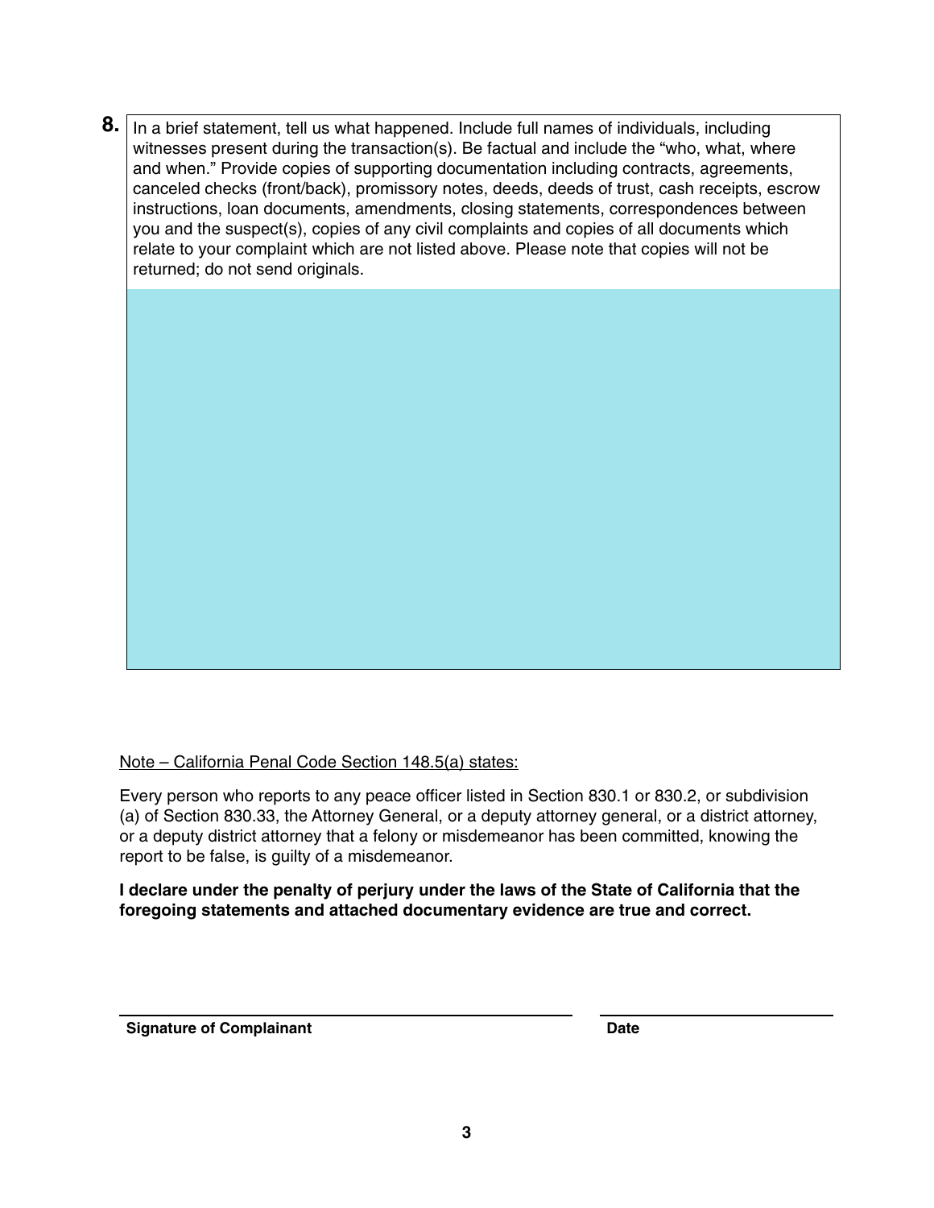**8.** In a brief statement, tell us what happened. Include full names of individuals, including witnesses present during the transaction(s). Be factual and include the "who, what, where and when." Provide copies of supporting documentation including contracts, agreements, canceled checks (front/back), promissory notes, deeds, deeds of trust, cash receipts, escrow instructions, loan documents, amendments, closing statements, correspondences between you and the suspect(s), copies of any civil complaints and copies of all documents which relate to your complaint which are not listed above. Please note that copies will not be returned; do not send originals.

<u>Note – California Penal Code Section 148.5(a) states:</u>

Every person who reports to any peace officer listed in Section 830.1 or 830.2, or subdivision (a) of Section 830.33, the Attorney General, or a deputy attorney general, or a district attorney, or a deputy district attorney that a felony or misdemeanor has been committed, knowing the report to be false, is guilty of a misdemeanor.

**I declare under the penalty of perjury under the laws of the State of California that the foregoing statements and attached documentary evidence are true and correct.**

**Signature of Complainant** ____________________ **Date** ____________________